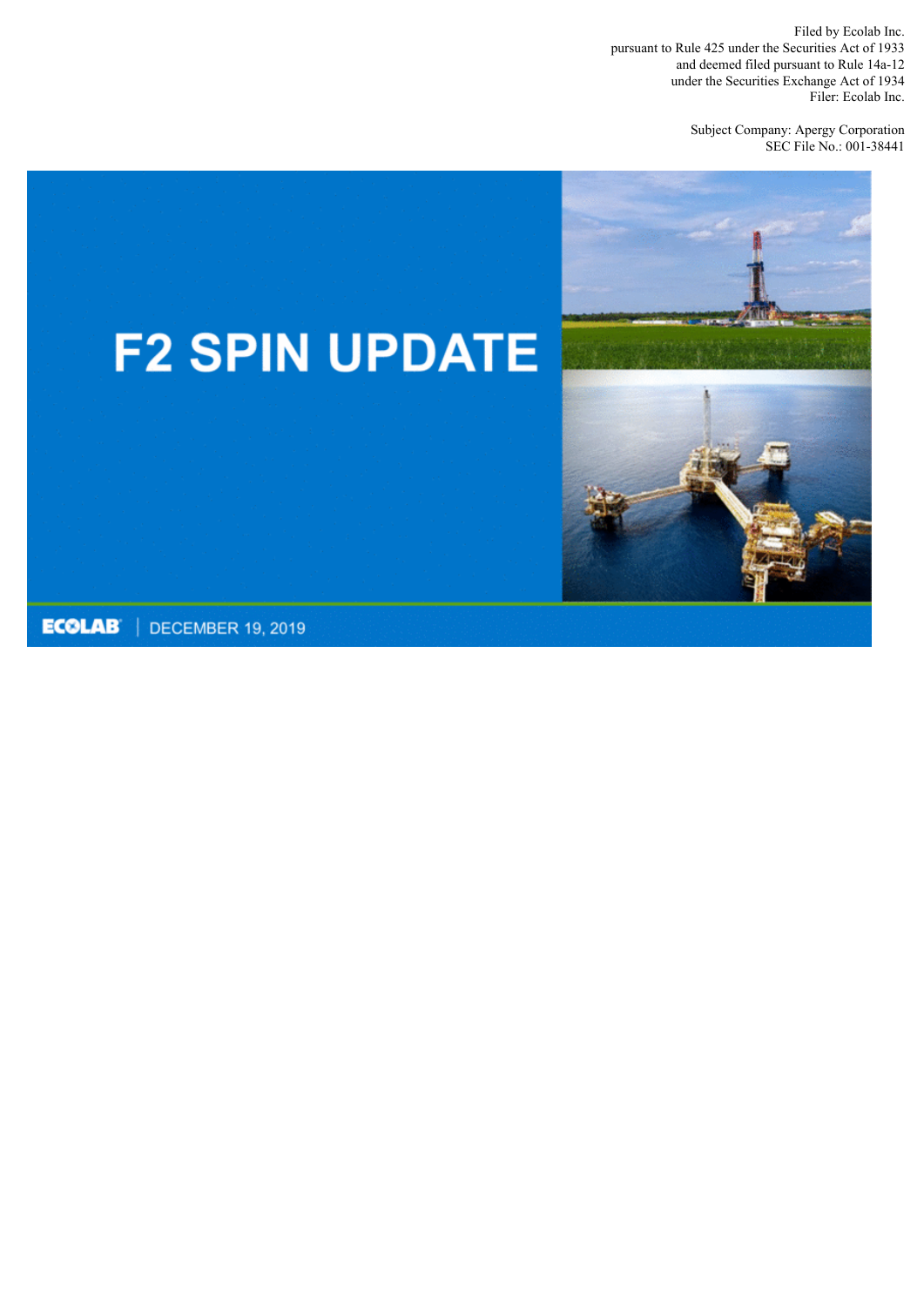Filed by Ecolab Inc.
pursuant to Rule 425 under the Securities Act of 1933
and deemed filed pursuant to Rule 14a-12
under the Securities Exchange Act of 1934
Filer: Ecolab Inc.

Subject Company: Apergy Corporation
SEC File No.: 001-38441

# F2 SPIN UPDATE

ECOLAB | DECEMBER 19, 2019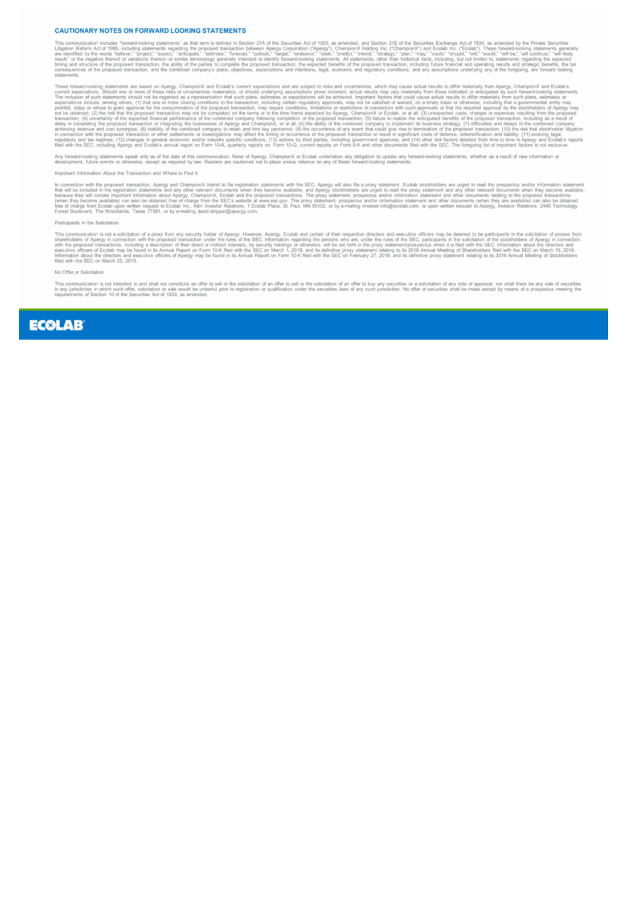## CAUTIONARY NOTES ON FORWARD LOOKING STATEMENTS

This communication includes "forward-looking statements" as that term is defined in Section 27A of the Securities Act of 1933, as amended, and Section 21E of the Securities Exchange Act of 1934, as amended by the Private Securities Litigation Reform Act of 1995, including statements regarding the proposed transaction between Apergy Corporation ("Apergy"), ChampionX Holding Inc. ("ChampionX") and Ecolab Inc. ("Ecolab"). These forward-looking statements generally are identified by the words "believe," "project," "expect," "anticipate," "estimate," "forecast," "outlook," "target," "endeavor," "seek," "predict," "intend," "strategy," "plan," "may," "could," "should," "will," "would," "will be," "will continue," "will likely result," or the negative thereof or variations thereon or similar terminology generally intended to identify forward-looking statements. All statements, other than historical facts, including, but not limited to, statements regarding the expected timing and structure of the proposed transaction, the ability of the parties to complete the proposed transaction, the expected benefits of the proposed transaction, including future financial and operating results and strategic benefits, the tax consequences of the proposed transaction, and the combined company's plans, objectives, expectations and intentions, legal, economic and regulatory conditions, and any assumptions underlying any of the foregoing, are forward looking statements.

These forward-looking statements are based on Apergy, ChampionX and Ecolab's current expectations and are subject to risks and uncertainties, which may cause actual results to differ materially from Apergy, ChampionX and Ecolab's current expectations. Should one or more of these risks or uncertainties materialize, or should underlying assumptions prove incorrect, actual results may vary materially from those indicated or anticipated by such forward-looking statements. The inclusion of such statements should not be regarded as a representation that such plans, estimates or expectations will be achieved. Important factors that could cause actual results to differ materially from such plans, estimates or expectations include, among others, (1) that one or more closing conditions to the transaction, including certain regulatory approvals, may not be satisfied or waived, on a timely basis or otherwise, including that a governmental entity may prohibit, delay or refuse to grant approval for the consummation of the proposed transaction, may require conditions, limitations or restrictions in connection with such approvals or that the required approval by the stockholders of Apergy may not be obtained; (2) the risk that the proposed transaction may not be completed on the terms or in the time frame expected by Apergy, ChampionX or Ecolab, or at all; (3) unexpected costs, charges or expenses resulting from the proposed transaction; (4) uncertainty of the expected financial performance of the combined company following completion of the proposed transaction; (5) failure to realize the anticipated benefits of the proposed transaction, including as a result of delay in completing the proposed transaction or integrating the businesses of Apergy and ChampionX, or at all; (6) the ability of the combined company to implement its business strategy; (7) difficulties and delays in the combined company achieving revenue and cost synergies; (8) inability of the combined company to retain and hire key personnel; (9) the occurrence of any event that could give rise to termination of the proposed transaction; (10) the risk that stockholder litigation in connection with the proposed transaction or other settlements or investigations may affect the timing or occurrence of the proposed transaction or result in significant costs of defense, indemnification and liability; (11) evolving legal, regulatory and tax regimes; (12) changes in general economic and/or industry specific conditions; (13) actions by third parties, including government agencies; and (14) other risk factors detailed from time to time in Apergy and Ecolab's reports filed with the SEC, including Apergy and Ecolab's annual report on Form 10-K, quarterly reports on Form 10-Q, current reports on Form 8-K and other documents filed with the SEC. The foregoing list of important factors is not exclusive.

Any forward-looking statements speak only as of the date of this communication. None of Apergy, ChampionX or Ecolab undertakes any obligation to update any forward-looking statements, whether as a result of new information or development, future events or otherwise, except as required by law. Readers are cautioned not to place undue reliance on any of these forward-looking statements.

Important Information About the Transaction and Where to Find It

In connection with the proposed transaction, Apergy and ChampionX intend to file registration statements with the SEC. Apergy will also file a proxy statement. Ecolab stockholders are urged to read the prospectus and/or information statement that will be included in the registration statements and any other relevant documents when they become available, and Apergy stockholders are urged to read the proxy statement and any other relevant documents when they become available, because they will contain important information about Apergy, ChampionX, Ecolab and the proposed transactions. The proxy statement, prospectus and/or information statement and other documents relating to the proposed transactions (when they become available) can also be obtained free of charge from the SEC's website at www.sec.gov. The proxy statement, prospectus and/or information statement and other documents (when they are available) can also be obtained free of charge from Ecolab upon written request to Ecolab Inc., Attn: Investor Relations, 1 Ecolab Place, St. Paul, MN 55102, or by e-mailing investor.info@ecolab.com, or upon written request to Apergy, Investor Relations, 2445 Technology Forest Boulevard, The Woodlands, Texas 77381, or by e-mailing david.skipper@apergy.com.

Participants in the Solicitation

This communication is not a solicitation of a proxy from any security holder of Apergy. However, Apergy, Ecolab and certain of their respective directors and executive officers may be deemed to be participants in the solicitation of proxies from shareholders of Apergy in connection with the proposed transaction under the rules of the SEC. Information regarding the persons who are, under the rules of the SEC, participants in the solicitation of the stockholders of Apergy in connection with the proposed transactions, including a description of their direct or indirect interests, by security holdings or otherwise, will be set forth in the proxy statement/prospectus when it is filed with the SEC. Information about the directors and executive officers of Ecolab may be found in its Annual Report on Form 10-K filed with the SEC on March 1, 2019, and its definitive proxy statement relating to its 2019 Annual Meeting of Shareholders filed with the SEC on March 15, 2019. Information about the directors and executive officers of Apergy may be found in its Annual Report on Form 10-K filed with the SEC on February 27, 2019, and its definitive proxy statement relating to its 2019 Annual Meeting of Stockholders filed with the SEC on March 25, 2019.

No Offer or Solicitation

This communication is not intended to and shall not constitute an offer to sell or the solicitation of an offer to sell or the solicitation of an offer to buy any securities or a solicitation of any vote of approval, nor shall there be any sale of securities in any jurisdiction in which such offer, solicitation or sale would be unlawful prior to registration or qualification under the securities laws of any such jurisdiction. No offer of securities shall be made except by means of a prospectus meeting the requirements of Section 10 of the Securities Act of 1933, as amended.

ECOLAB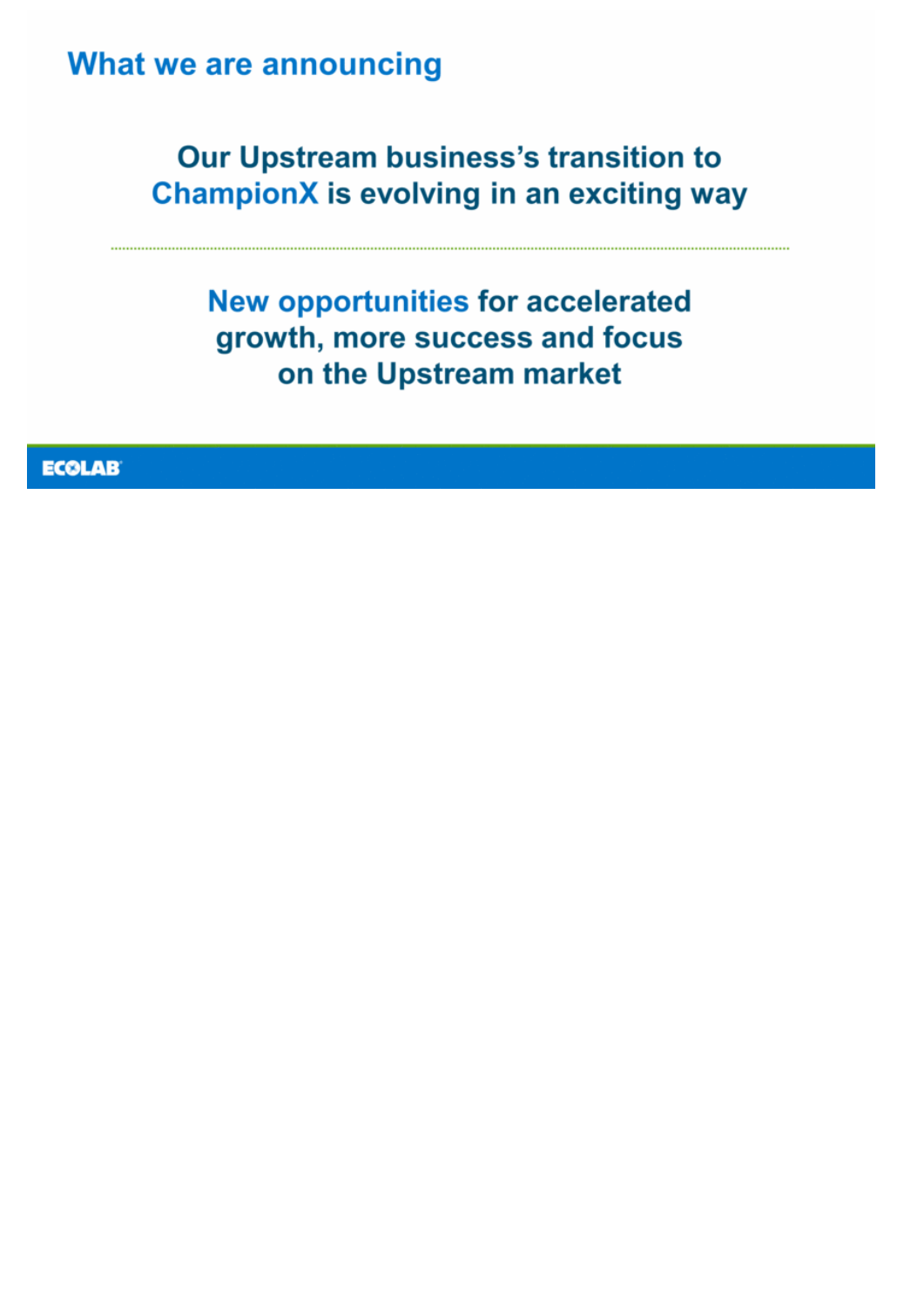## What we are announcing

**Our Upstream business's transition to ChampionX is evolving in an exciting way**

---

**New opportunities for accelerated growth, more success and focus on the Upstream market**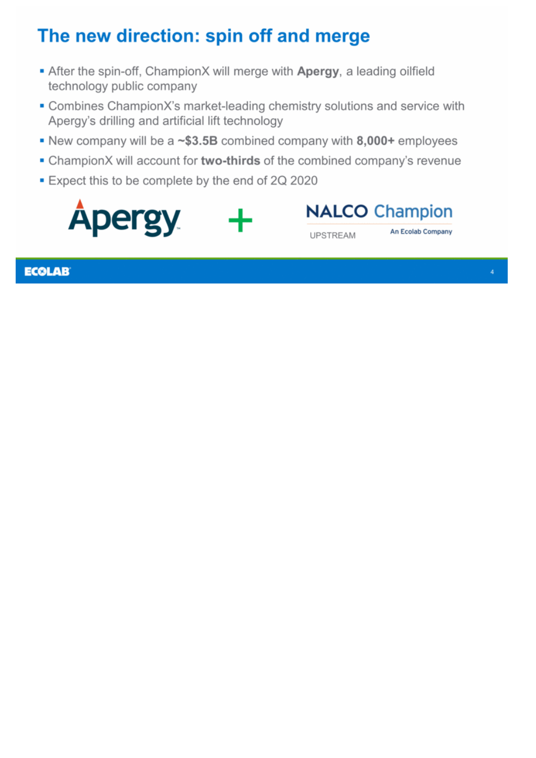# The new direction: spin off and merge

- After the spin-off, ChampionX will merge with **Apergy**, a leading oilfield technology public company
- Combines ChampionX's market-leading chemistry solutions and service with Apergy's drilling and artificial lift technology
- New company will be a **~$3.5B** combined company with **8,000+** employees
- ChampionX will account for **two-thirds** of the combined company's revenue
- Expect this to be complete by the end of 2Q 2020

Apergy + NALCO Champion UPSTREAM An Ecolab Company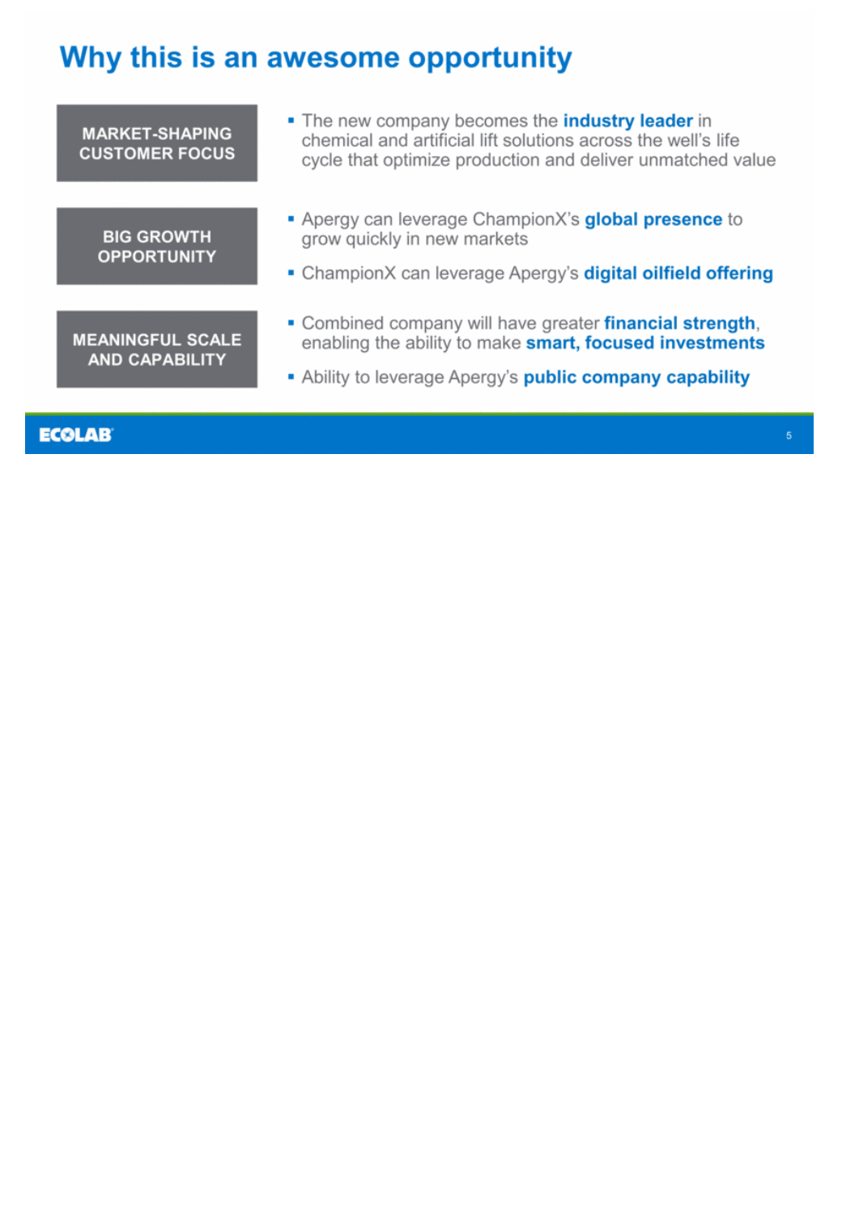# Why this is an awesome opportunity

**MARKET-SHAPING CUSTOMER FOCUS**

- The new company becomes the **industry leader** in chemical and artificial lift solutions across the well's life cycle that optimize production and deliver unmatched value

**BIG GROWTH OPPORTUNITY**

- Apergy can leverage ChampionX's **global presence** to grow quickly in new markets
- ChampionX can leverage Apergy's **digital oilfield offering**

**MEANINGFUL SCALE AND CAPABILITY**

- Combined company will have greater **financial strength**, enabling the ability to make **smart, focused investments**
- Ability to leverage Apergy's **public company capability**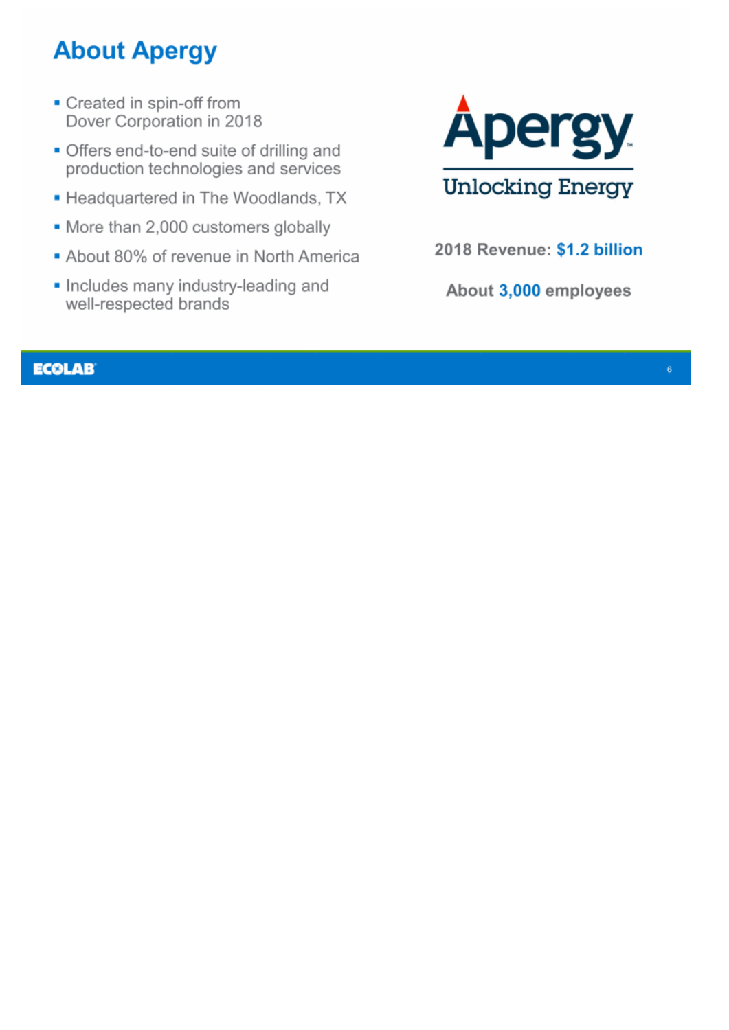# About Apergy

- Created in spin-off from Dover Corporation in 2018
- Offers end-to-end suite of drilling and production technologies and services
- Headquartered in The Woodlands, TX
- More than 2,000 customers globally
- About 80% of revenue in North America
- Includes many industry-leading and well-respected brands

Apergy

Unlocking Energy

**2018 Revenue: $1.2 billion**

**About 3,000 employees**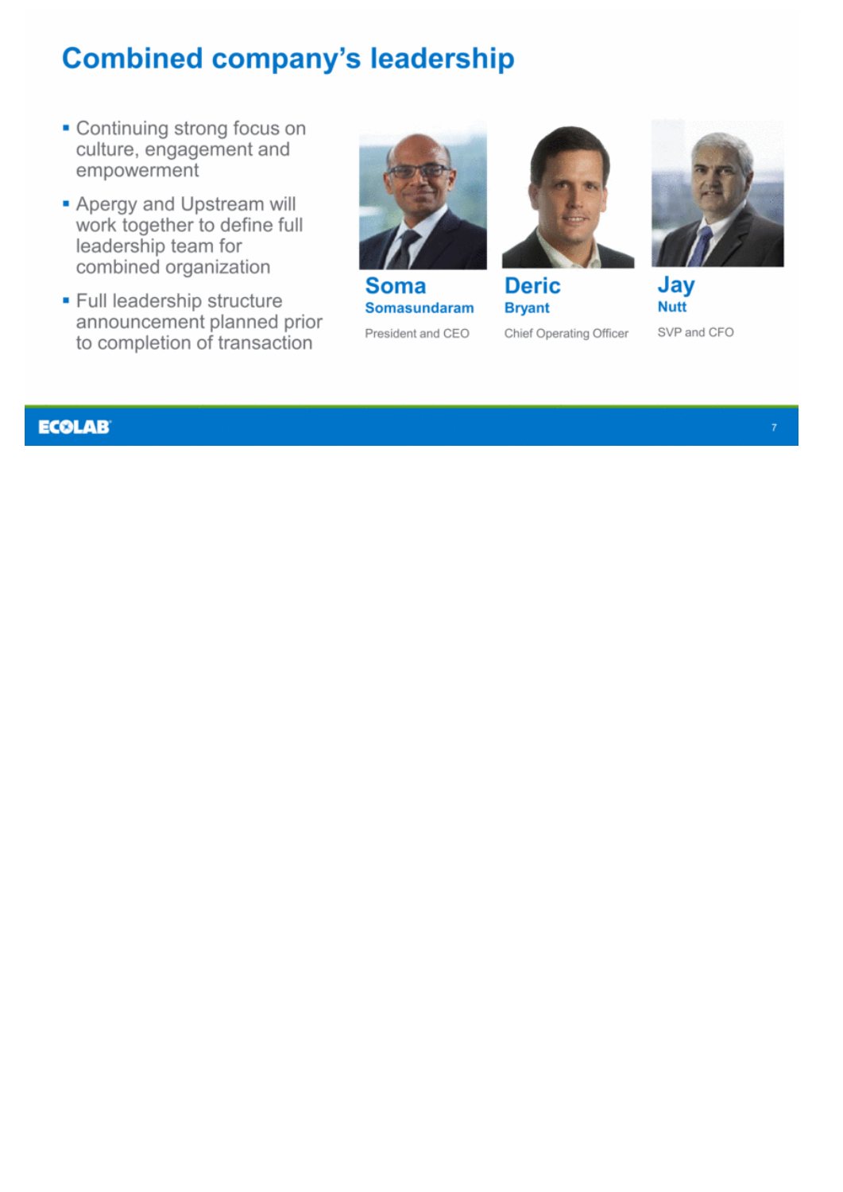# Combined company's leadership

- Continuing strong focus on culture, engagement and empowerment
- Apergy and Upstream will work together to define full leadership team for combined organization
- Full leadership structure announcement planned prior to completion of transaction

**Soma Somasundaram**
President and CEO

**Deric Bryant**
Chief Operating Officer

**Jay Nutt**
SVP and CFO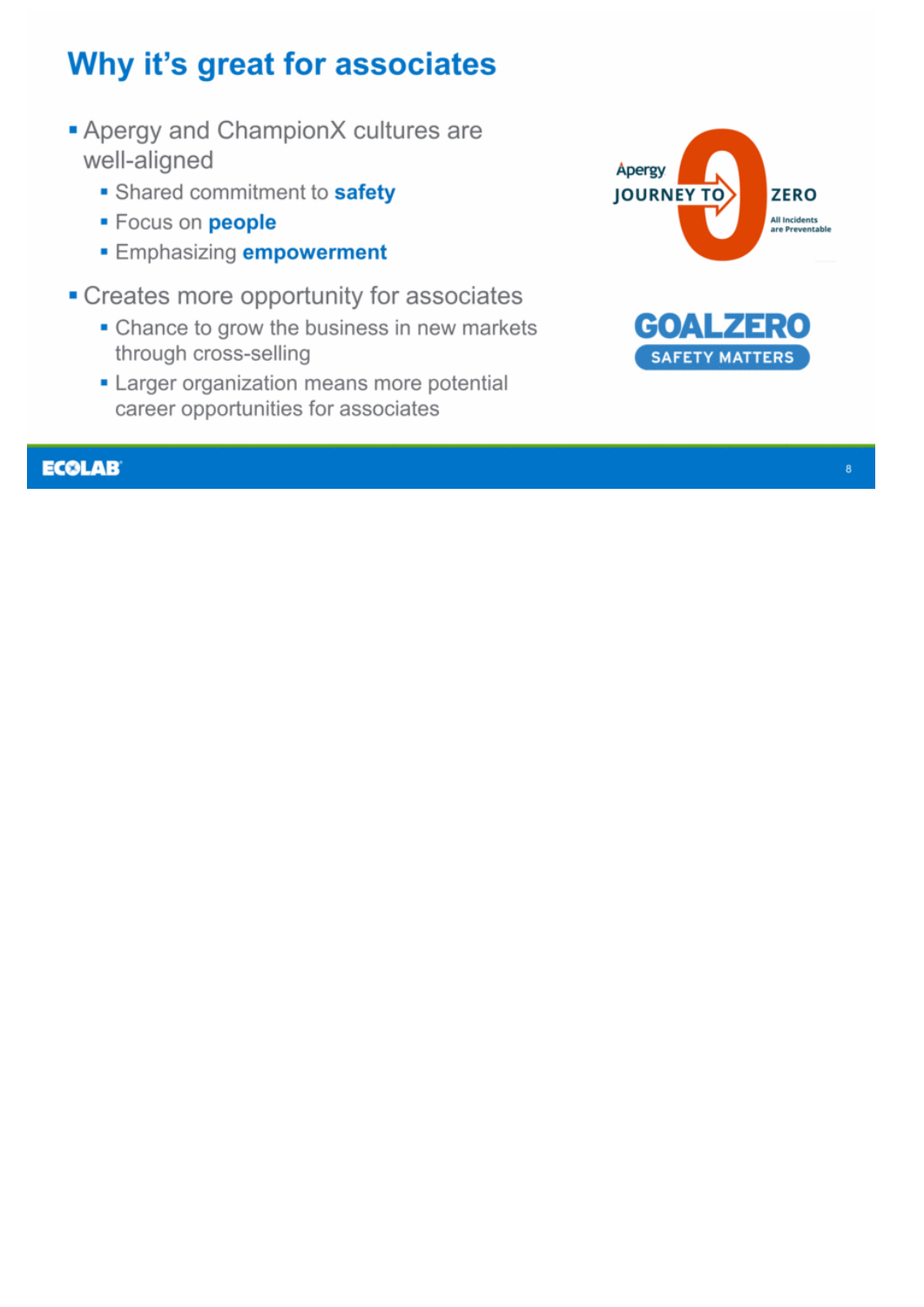# Why it's great for associates

- Apergy and ChampionX cultures are well-aligned
  - Shared commitment to **safety**
  - Focus on **people**
  - Emphasizing **empowerment**
- Creates more opportunity for associates
  - Chance to grow the business in new markets through cross-selling
  - Larger organization means more potential career opportunities for associates

Apergy JOURNEY TO 0 ZERO All Incidents are Preventable

GOALZERO SAFETY MATTERS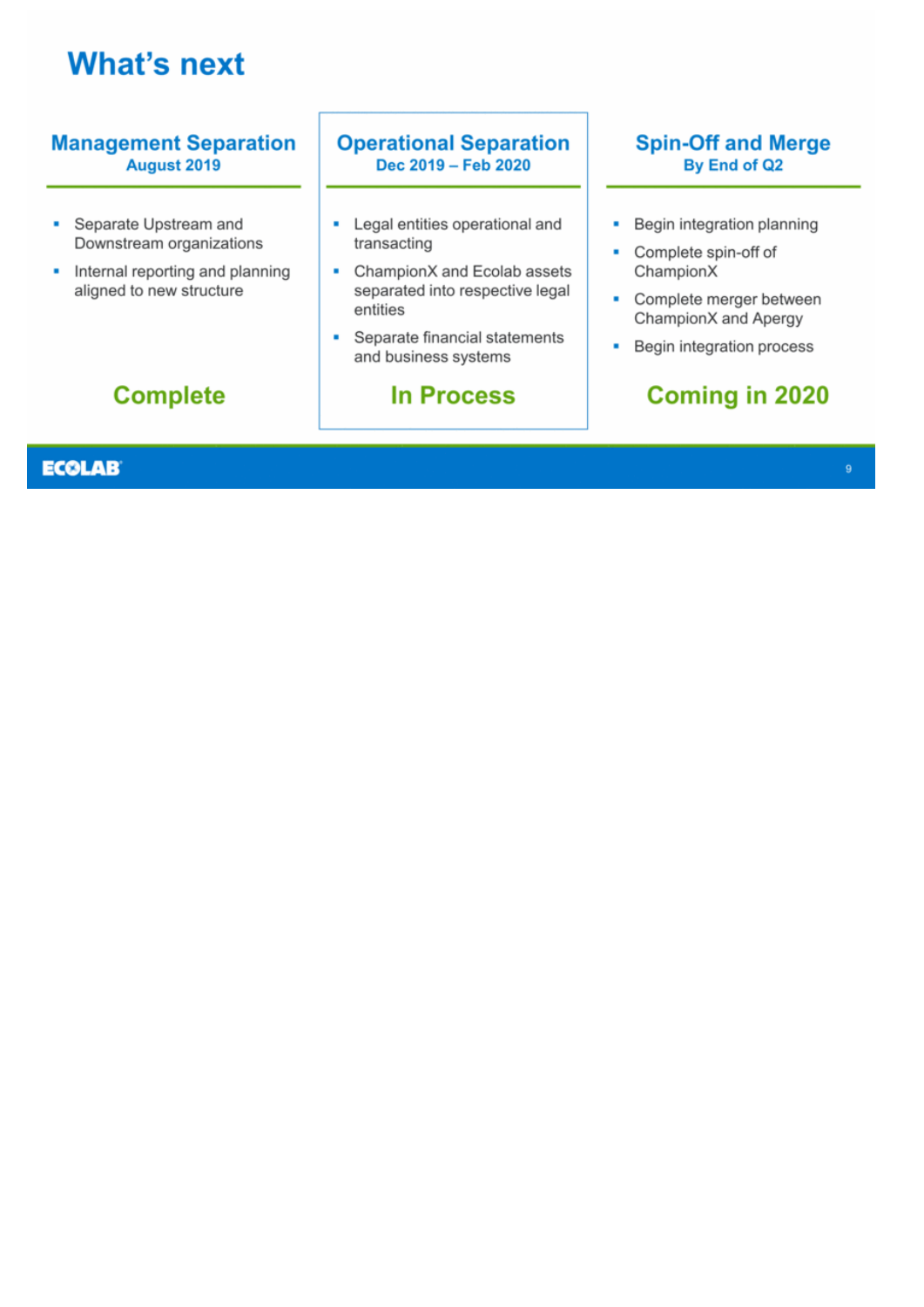# What's next

## Management Separation
**August 2019**

- Separate Upstream and Downstream organizations
- Internal reporting and planning aligned to new structure

**Complete**

## Operational Separation
**Dec 2019 – Feb 2020**

- Legal entities operational and transacting
- ChampionX and Ecolab assets separated into respective legal entities
- Separate financial statements and business systems

**In Process**

## Spin-Off and Merge
**By End of Q2**

- Begin integration planning
- Complete spin-off of ChampionX
- Complete merger between ChampionX and Apergy
- Begin integration process

**Coming in 2020**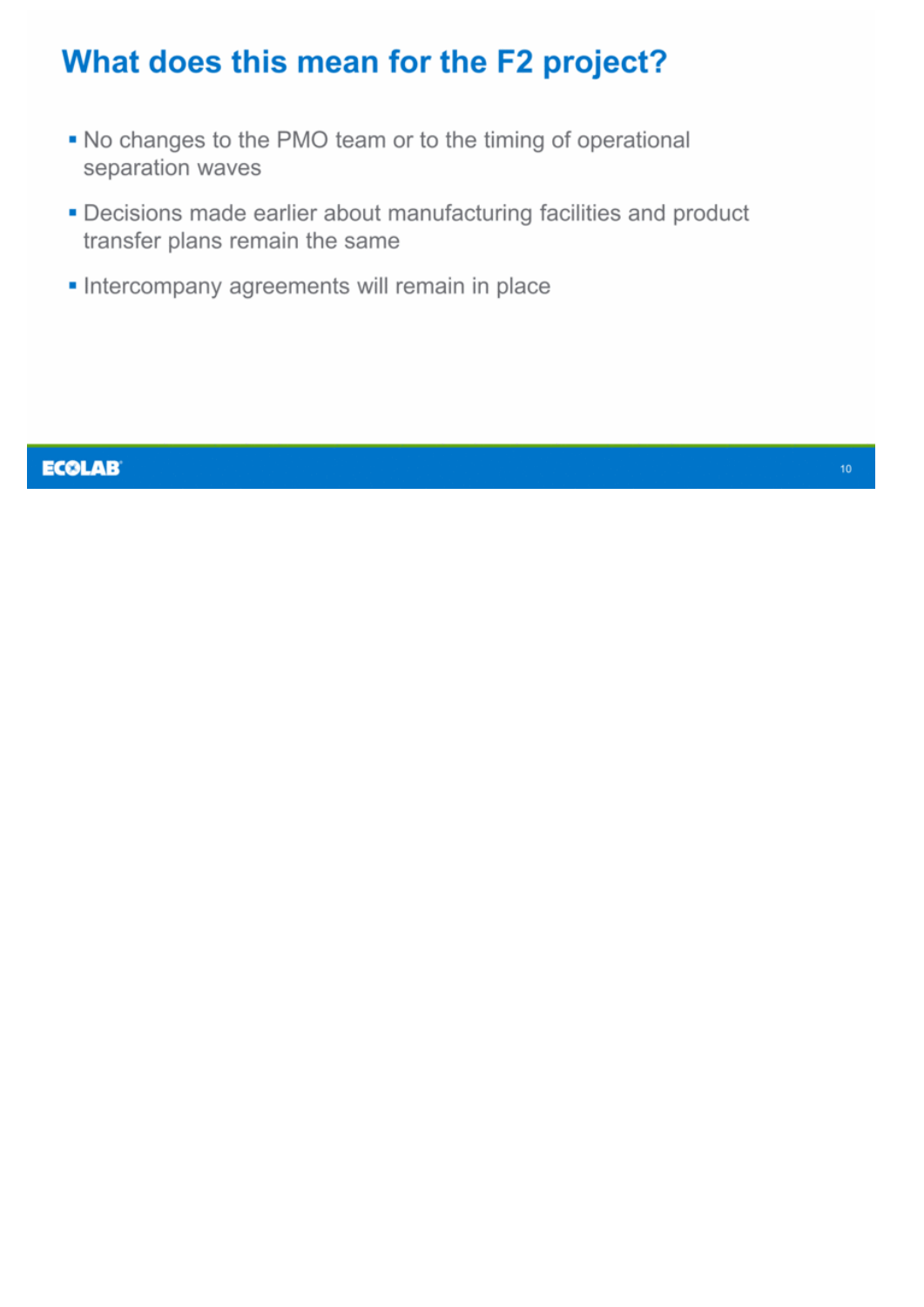# What does this mean for the F2 project?

- No changes to the PMO team or to the timing of operational separation waves
- Decisions made earlier about manufacturing facilities and product transfer plans remain the same
- Intercompany agreements will remain in place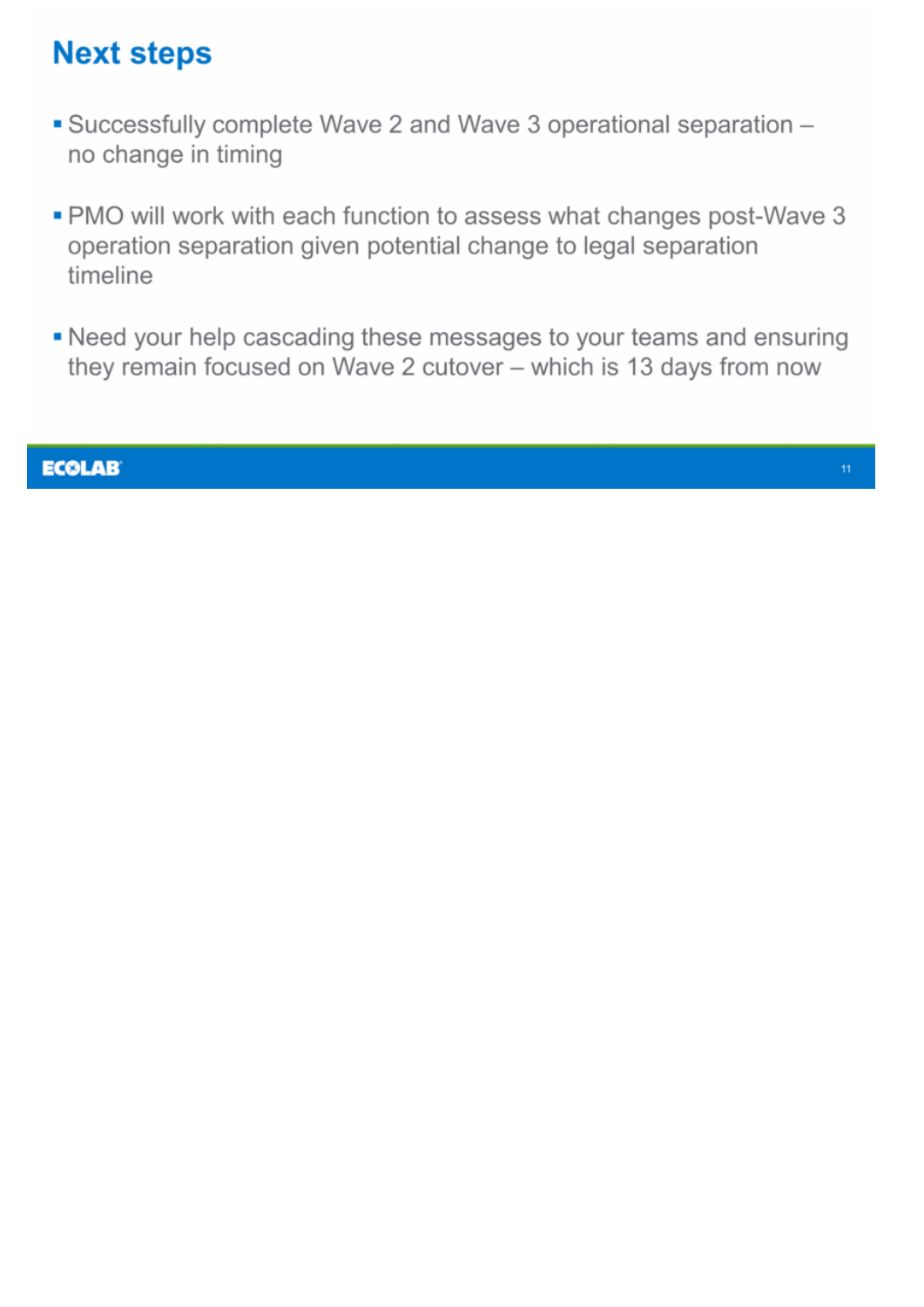# Next steps

- Successfully complete Wave 2 and Wave 3 operational separation – no change in timing
- PMO will work with each function to assess what changes post-Wave 3 operation separation given potential change to legal separation timeline
- Need your help cascading these messages to your teams and ensuring they remain focused on Wave 2 cutover – which is 13 days from now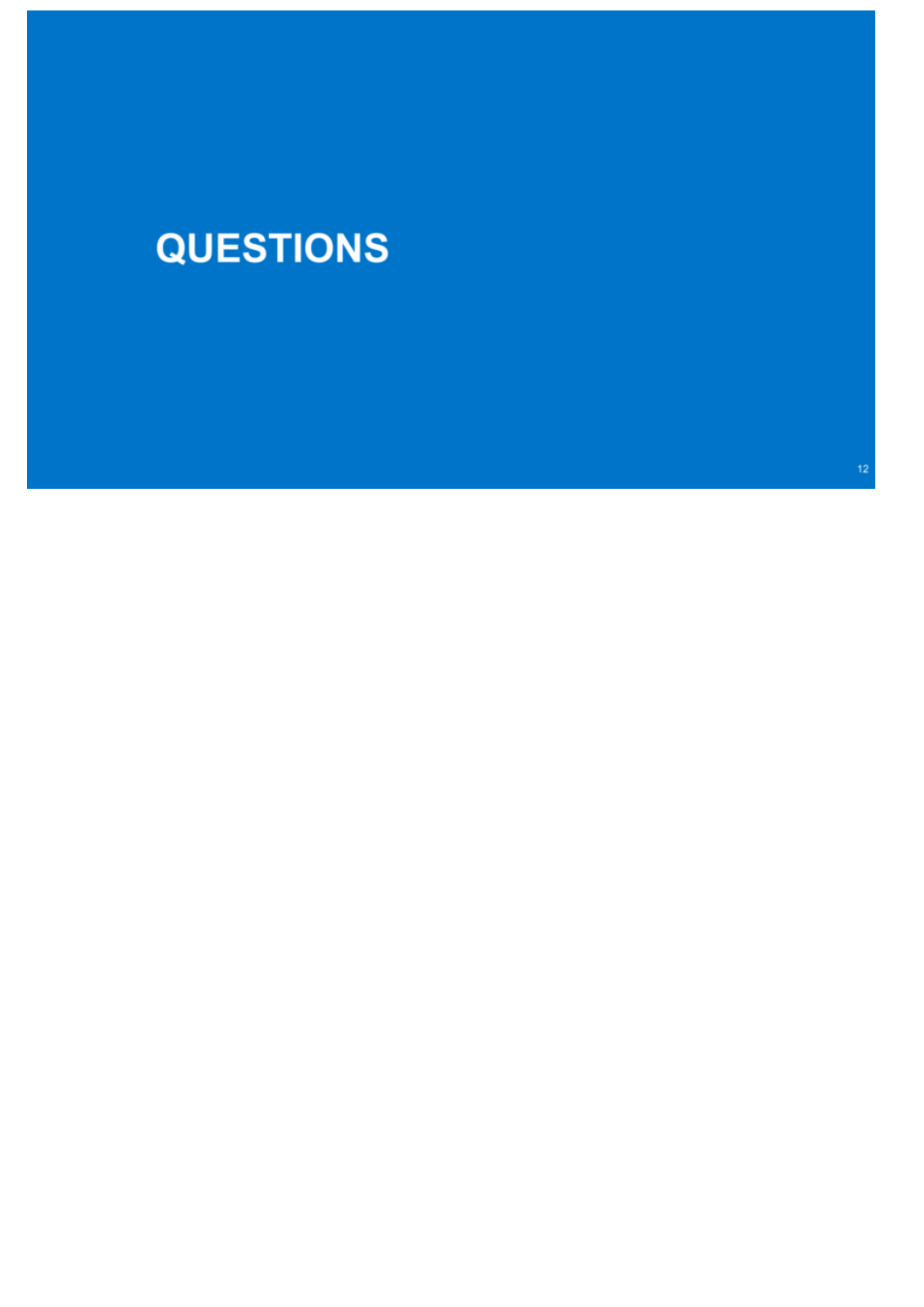# QUESTIONS